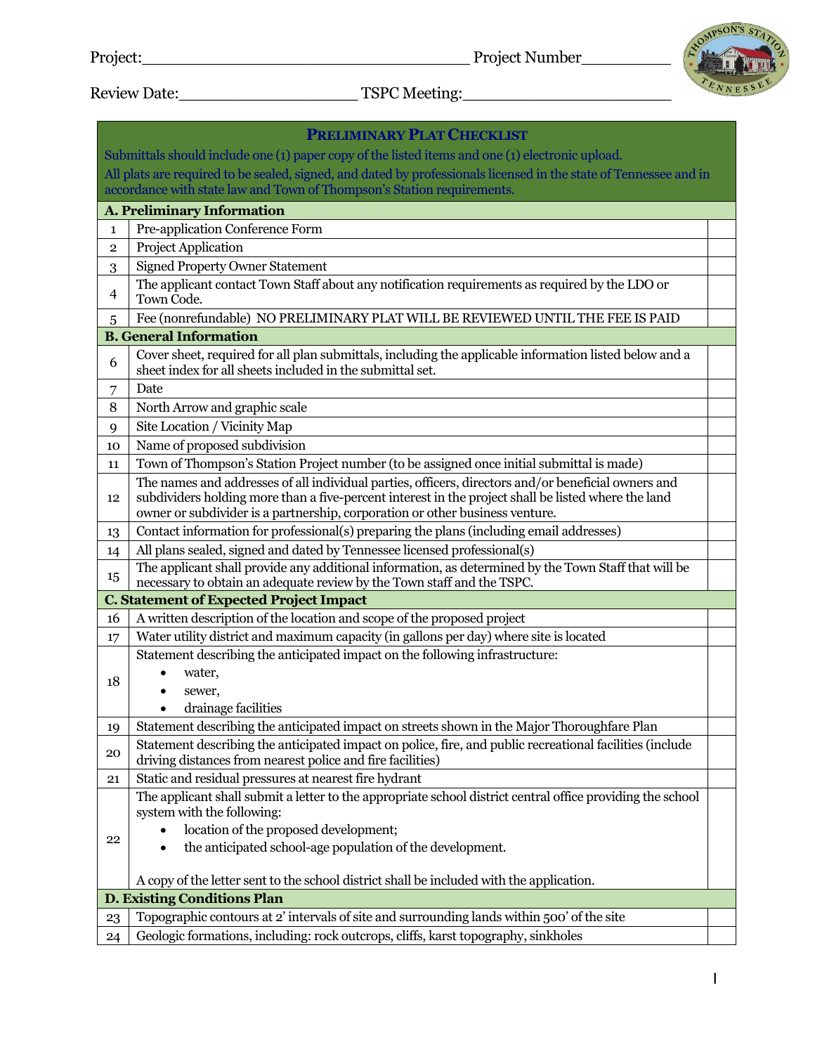Project:_________________________________ Project Number_________

Review Date:__________________ TSPC Meeting:_____________________

| | PRELIMINARY PLAT CHECKLIST | |
|---|---|---|
| | Submittals should include one (1) paper copy of the listed items and one (1) electronic upload. All plats are required to be sealed, signed, and dated by professionals licensed in the state of Tennessee and in accordance with state law and Town of Thompson's Station requirements. | |
| | **A. Preliminary Information** | |
| 1 | Pre-application Conference Form | |
| 2 | Project Application | |
| 3 | Signed Property Owner Statement | |
| 4 | The applicant contact Town Staff about any notification requirements as required by the LDO or Town Code. | |
| 5 | Fee (nonrefundable) NO PRELIMINARY PLAT WILL BE REVIEWED UNTIL THE FEE IS PAID | |
| | **B. General Information** | |
| 6 | Cover sheet, required for all plan submittals, including the applicable information listed below and a sheet index for all sheets included in the submittal set. | |
| 7 | Date | |
| 8 | North Arrow and graphic scale | |
| 9 | Site Location / Vicinity Map | |
| 10 | Name of proposed subdivision | |
| 11 | Town of Thompson's Station Project number (to be assigned once initial submittal is made) | |
| 12 | The names and addresses of all individual parties, officers, directors and/or beneficial owners and subdividers holding more than a five-percent interest in the project shall be listed where the land owner or subdivider is a partnership, corporation or other business venture. | |
| 13 | Contact information for professional(s) preparing the plans (including email addresses) | |
| 14 | All plans sealed, signed and dated by Tennessee licensed professional(s) | |
| 15 | The applicant shall provide any additional information, as determined by the Town Staff that will be necessary to obtain an adequate review by the Town staff and the TSPC. | |
| | **C. Statement of Expected Project Impact** | |
| 16 | A written description of the location and scope of the proposed project | |
| 17 | Water utility district and maximum capacity (in gallons per day) where site is located | |
| 18 | Statement describing the anticipated impact on the following infrastructure: <br>• water, <br>• sewer, <br>• drainage facilities | |
| 19 | Statement describing the anticipated impact on streets shown in the Major Thoroughfare Plan | |
| 20 | Statement describing the anticipated impact on police, fire, and public recreational facilities (include driving distances from nearest police and fire facilities) | |
| 21 | Static and residual pressures at nearest fire hydrant | |
| 22 | The applicant shall submit a letter to the appropriate school district central office providing the school system with the following: <br>• location of the proposed development; <br>• the anticipated school-age population of the development. <br><br>A copy of the letter sent to the school district shall be included with the application. | |
| | **D. Existing Conditions Plan** | |
| 23 | Topographic contours at 2' intervals of site and surrounding lands within 500' of the site | |
| 24 | Geologic formations, including: rock outcrops, cliffs, karst topography, sinkholes | |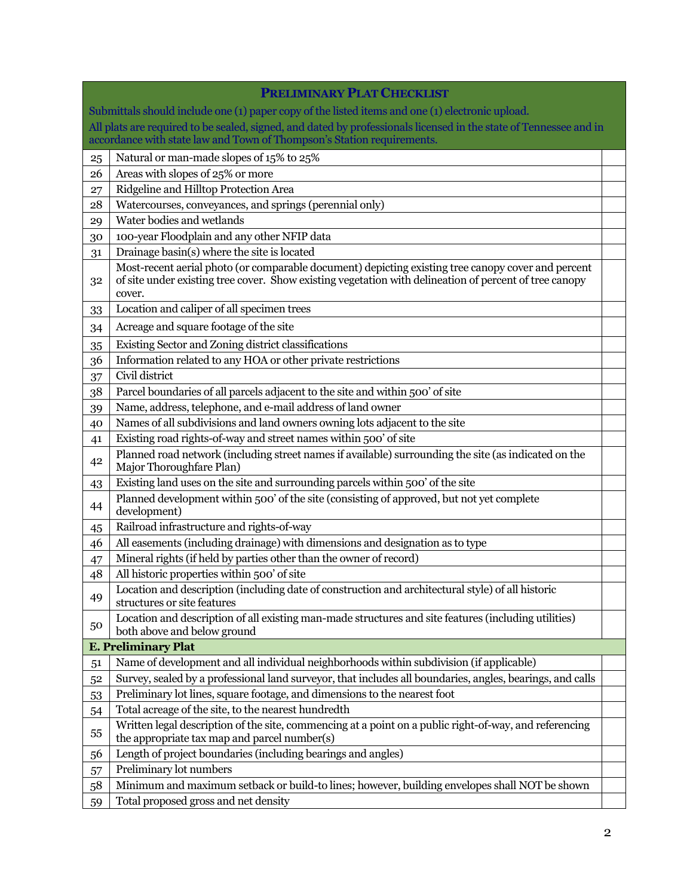| **PRELIMINARY PLAT CHECKLIST**<br>Submittals should include one (1) paper copy of the listed items and one (1) electronic upload.<br>All plats are required to be sealed, signed, and dated by professionals licensed in the state of Tennessee and in accordance with state law and Town of Thompson's Station requirements. | | |
|---|---|---|
| 25 | Natural or man-made slopes of 15% to 25% | |
| 26 | Areas with slopes of 25% or more | |
| 27 | Ridgeline and Hilltop Protection Area | |
| 28 | Watercourses, conveyances, and springs (perennial only) | |
| 29 | Water bodies and wetlands | |
| 30 | 100-year Floodplain and any other NFIP data | |
| 31 | Drainage basin(s) where the site is located | |
| 32 | Most-recent aerial photo (or comparable document) depicting existing tree canopy cover and percent of site under existing tree cover. Show existing vegetation with delineation of percent of tree canopy cover. | |
| 33 | Location and caliper of all specimen trees | |
| 34 | Acreage and square footage of the site | |
| 35 | Existing Sector and Zoning district classifications | |
| 36 | Information related to any HOA or other private restrictions | |
| 37 | Civil district | |
| 38 | Parcel boundaries of all parcels adjacent to the site and within 500' of site | |
| 39 | Name, address, telephone, and e-mail address of land owner | |
| 40 | Names of all subdivisions and land owners owning lots adjacent to the site | |
| 41 | Existing road rights-of-way and street names within 500' of site | |
| 42 | Planned road network (including street names if available) surrounding the site (as indicated on the Major Thoroughfare Plan) | |
| 43 | Existing land uses on the site and surrounding parcels within 500' of the site | |
| 44 | Planned development within 500' of the site (consisting of approved, but not yet complete development) | |
| 45 | Railroad infrastructure and rights-of-way | |
| 46 | All easements (including drainage) with dimensions and designation as to type | |
| 47 | Mineral rights (if held by parties other than the owner of record) | |
| 48 | All historic properties within 500' of site | |
| 49 | Location and description (including date of construction and architectural style) of all historic structures or site features | |
| 50 | Location and description of all existing man-made structures and site features (including utilities) both above and below ground | |
| **E. Preliminary Plat** | | |
| 51 | Name of development and all individual neighborhoods within subdivision (if applicable) | |
| 52 | Survey, sealed by a professional land surveyor, that includes all boundaries, angles, bearings, and calls | |
| 53 | Preliminary lot lines, square footage, and dimensions to the nearest foot | |
| 54 | Total acreage of the site, to the nearest hundredth | |
| 55 | Written legal description of the site, commencing at a point on a public right-of-way, and referencing the appropriate tax map and parcel number(s) | |
| 56 | Length of project boundaries (including bearings and angles) | |
| 57 | Preliminary lot numbers | |
| 58 | Minimum and maximum setback or build-to lines; however, building envelopes shall NOT be shown | |
| 59 | Total proposed gross and net density | |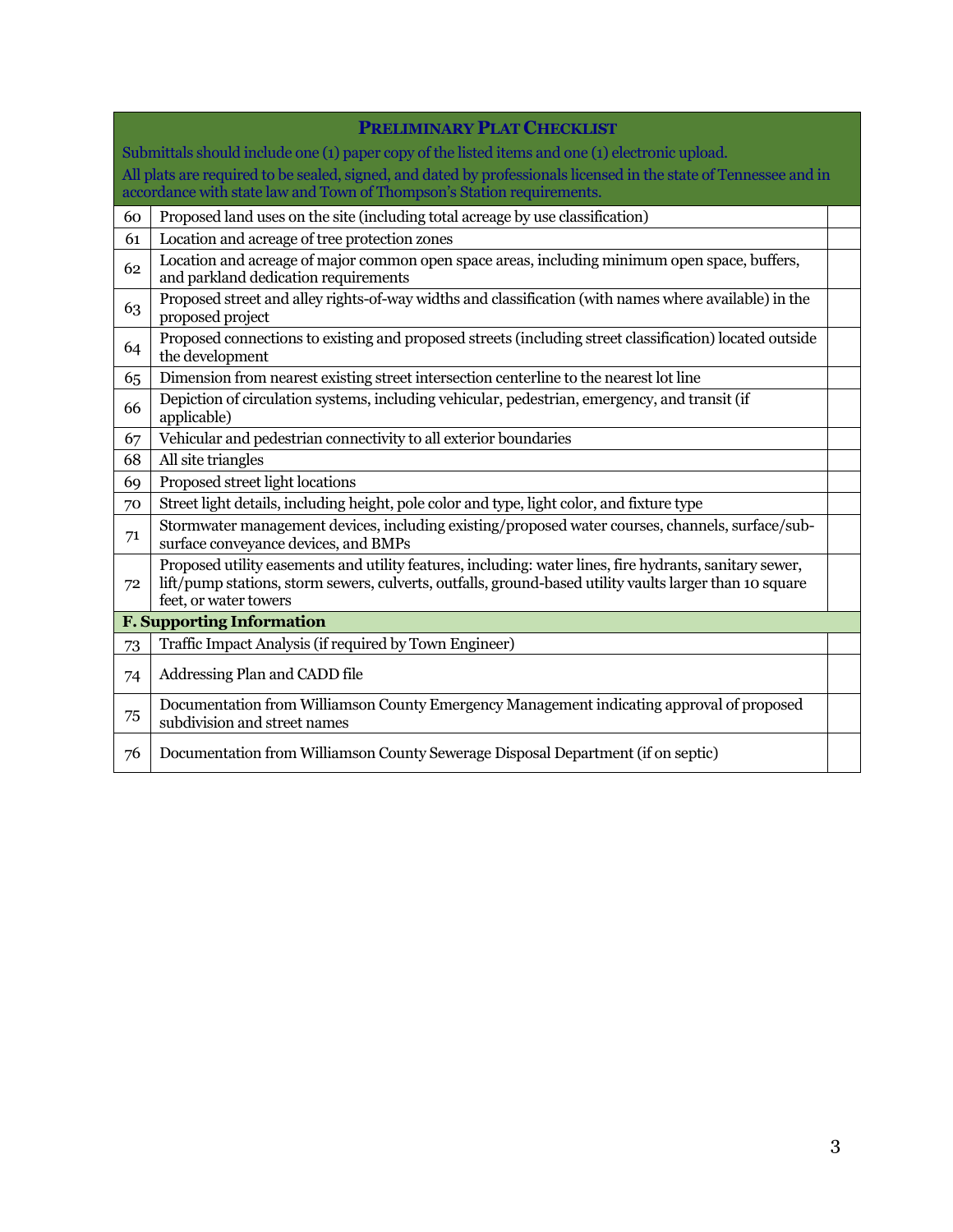| **PRELIMINARY PLAT CHECKLIST**<br>Submittals should include one (1) paper copy of the listed items and one (1) electronic upload.<br>All plats are required to be sealed, signed, and dated by professionals licensed in the state of Tennessee and in accordance with state law and Town of Thompson's Station requirements. | | |
|---|---|---|
| 60 | Proposed land uses on the site (including total acreage by use classification) | |
| 61 | Location and acreage of tree protection zones | |
| 62 | Location and acreage of major common open space areas, including minimum open space, buffers, and parkland dedication requirements | |
| 63 | Proposed street and alley rights-of-way widths and classification (with names where available) in the proposed project | |
| 64 | Proposed connections to existing and proposed streets (including street classification) located outside the development | |
| 65 | Dimension from nearest existing street intersection centerline to the nearest lot line | |
| 66 | Depiction of circulation systems, including vehicular, pedestrian, emergency, and transit (if applicable) | |
| 67 | Vehicular and pedestrian connectivity to all exterior boundaries | |
| 68 | All site triangles | |
| 69 | Proposed street light locations | |
| 70 | Street light details, including height, pole color and type, light color, and fixture type | |
| 71 | Stormwater management devices, including existing/proposed water courses, channels, surface/sub-surface conveyance devices, and BMPs | |
| 72 | Proposed utility easements and utility features, including: water lines, fire hydrants, sanitary sewer, lift/pump stations, storm sewers, culverts, outfalls, ground-based utility vaults larger than 10 square feet, or water towers | |
| **F. Supporting Information** | | |
| 73 | Traffic Impact Analysis (if required by Town Engineer) | |
| 74 | Addressing Plan and CADD file | |
| 75 | Documentation from Williamson County Emergency Management indicating approval of proposed subdivision and street names | |
| 76 | Documentation from Williamson County Sewerage Disposal Department (if on septic) | |